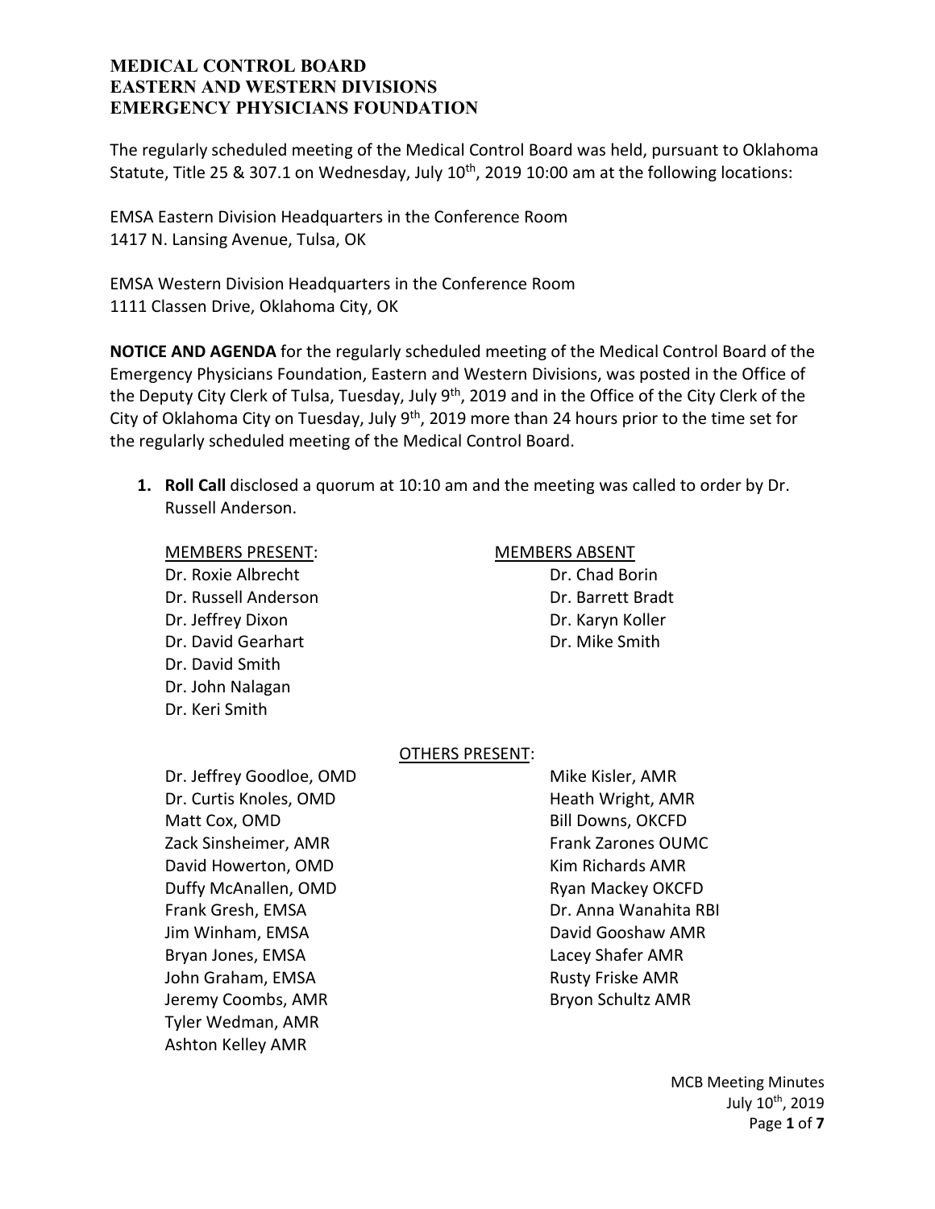**MEDICAL CONTROL BOARD**
**EASTERN AND WESTERN DIVISIONS**
**EMERGENCY PHYSICIANS FOUNDATION**

The regularly scheduled meeting of the Medical Control Board was held, pursuant to Oklahoma Statute, Title 25 & 307.1 on Wednesday, July 10th, 2019 10:00 am at the following locations:

EMSA Eastern Division Headquarters in the Conference Room
1417 N. Lansing Avenue, Tulsa, OK

EMSA Western Division Headquarters in the Conference Room
1111 Classen Drive, Oklahoma City, OK

**NOTICE AND AGENDA** for the regularly scheduled meeting of the Medical Control Board of the Emergency Physicians Foundation, Eastern and Western Divisions, was posted in the Office of the Deputy City Clerk of Tulsa, Tuesday, July 9th, 2019 and in the Office of the City Clerk of the City of Oklahoma City on Tuesday, July 9th, 2019 more than 24 hours prior to the time set for the regularly scheduled meeting of the Medical Control Board.

1. **Roll Call** disclosed a quorum at 10:10 am and the meeting was called to order by Dr. Russell Anderson.

MEMBERS PRESENT:
Dr. Roxie Albrecht
Dr. Russell Anderson
Dr. Jeffrey Dixon
Dr. David Gearhart
Dr. David Smith
Dr. John Nalagan
Dr. Keri Smith

MEMBERS ABSENT
Dr. Chad Borin
Dr. Barrett Bradt
Dr. Karyn Koller
Dr. Mike Smith

OTHERS PRESENT:
Dr. Jeffrey Goodloe, OMD
Dr. Curtis Knoles, OMD
Matt Cox, OMD
Zack Sinsheimer, AMR
David Howerton, OMD
Duffy McAnallen, OMD
Frank Gresh, EMSA
Jim Winham, EMSA
Bryan Jones, EMSA
John Graham, EMSA
Jeremy Coombs, AMR
Tyler Wedman, AMR
Ashton Kelley AMR
Mike Kisler, AMR
Heath Wright, AMR
Bill Downs, OKCFD
Frank Zarones OUMC
Kim Richards AMR
Ryan Mackey OKCFD
Dr. Anna Wanahita RBI
David Gooshaw AMR
Lacey Shafer AMR
Rusty Friske AMR
Bryon Schultz AMR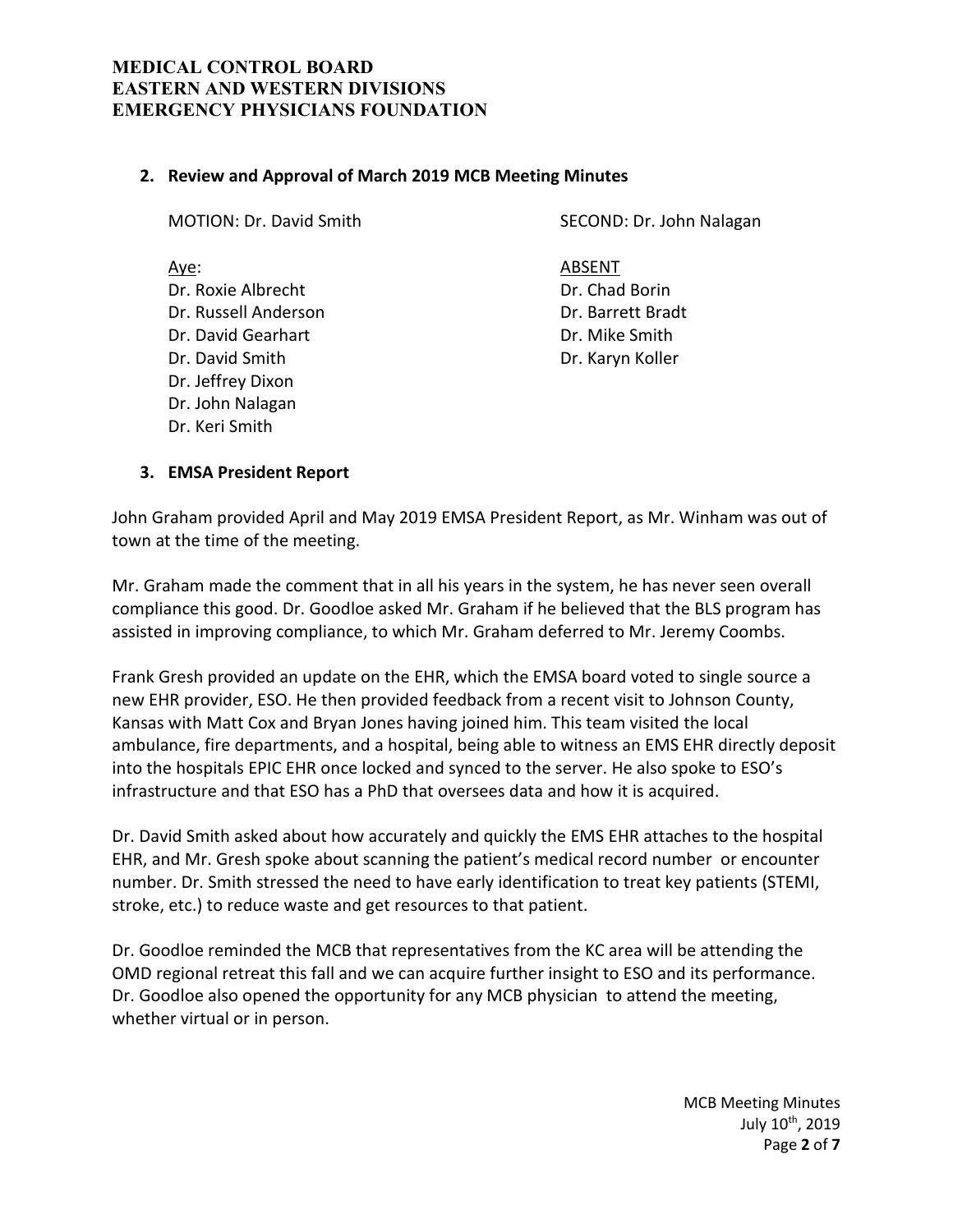## 2. Review and Approval of March 2019 MCB Meeting Minutes

MOTION: Dr. David Smith

SECOND: Dr. John Nalagan

| Aye: | ABSENT |
|---|---|
| Dr. Roxie Albrecht | Dr. Chad Borin |
| Dr. Russell Anderson | Dr. Barrett Bradt |
| Dr. David Gearhart | Dr. Mike Smith |
| Dr. David Smith | Dr. Karyn Koller |
| Dr. Jeffrey Dixon | |
| Dr. John Nalagan | |
| Dr. Keri Smith | |

## 3. EMSA President Report

John Graham provided April and May 2019 EMSA President Report, as Mr. Winham was out of town at the time of the meeting.

Mr. Graham made the comment that in all his years in the system, he has never seen overall compliance this good. Dr. Goodloe asked Mr. Graham if he believed that the BLS program has assisted in improving compliance, to which Mr. Graham deferred to Mr. Jeremy Coombs.

Frank Gresh provided an update on the EHR, which the EMSA board voted to single source a new EHR provider, ESO. He then provided feedback from a recent visit to Johnson County, Kansas with Matt Cox and Bryan Jones having joined him. This team visited the local ambulance, fire departments, and a hospital, being able to witness an EMS EHR directly deposit into the hospitals EPIC EHR once locked and synced to the server. He also spoke to ESO's infrastructure and that ESO has a PhD that oversees data and how it is acquired.

Dr. David Smith asked about how accurately and quickly the EMS EHR attaches to the hospital EHR, and Mr. Gresh spoke about scanning the patient's medical record number or encounter number. Dr. Smith stressed the need to have early identification to treat key patients (STEMI, stroke, etc.) to reduce waste and get resources to that patient.

Dr. Goodloe reminded the MCB that representatives from the KC area will be attending the OMD regional retreat this fall and we can acquire further insight to ESO and its performance. Dr. Goodloe also opened the opportunity for any MCB physician to attend the meeting, whether virtual or in person.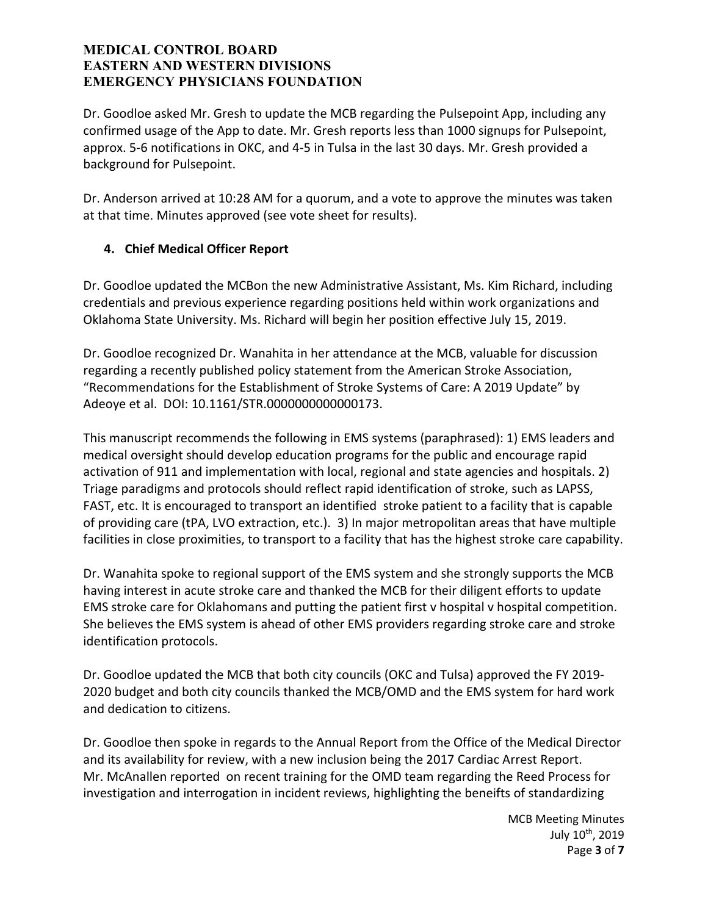Dr. Goodloe asked Mr. Gresh to update the MCB regarding the Pulsepoint App, including any confirmed usage of the App to date. Mr. Gresh reports less than 1000 signups for Pulsepoint, approx. 5-6 notifications in OKC, and 4-5 in Tulsa in the last 30 days. Mr. Gresh provided a background for Pulsepoint.

Dr. Anderson arrived at 10:28 AM for a quorum, and a vote to approve the minutes was taken at that time. Minutes approved (see vote sheet for results).

## 4. Chief Medical Officer Report

Dr. Goodloe updated the MCBon the new Administrative Assistant, Ms. Kim Richard, including credentials and previous experience regarding positions held within work organizations and Oklahoma State University. Ms. Richard will begin her position effective July 15, 2019.

Dr. Goodloe recognized Dr. Wanahita in her attendance at the MCB, valuable for discussion regarding a recently published policy statement from the American Stroke Association, "Recommendations for the Establishment of Stroke Systems of Care: A 2019 Update" by Adeoye et al. DOI: 10.1161/STR.0000000000000173.

This manuscript recommends the following in EMS systems (paraphrased): 1) EMS leaders and medical oversight should develop education programs for the public and encourage rapid activation of 911 and implementation with local, regional and state agencies and hospitals. 2) Triage paradigms and protocols should reflect rapid identification of stroke, such as LAPSS, FAST, etc. It is encouraged to transport an identified stroke patient to a facility that is capable of providing care (tPA, LVO extraction, etc.). 3) In major metropolitan areas that have multiple facilities in close proximities, to transport to a facility that has the highest stroke care capability.

Dr. Wanahita spoke to regional support of the EMS system and she strongly supports the MCB having interest in acute stroke care and thanked the MCB for their diligent efforts to update EMS stroke care for Oklahomans and putting the patient first v hospital v hospital competition. She believes the EMS system is ahead of other EMS providers regarding stroke care and stroke identification protocols.

Dr. Goodloe updated the MCB that both city councils (OKC and Tulsa) approved the FY 2019-2020 budget and both city councils thanked the MCB/OMD and the EMS system for hard work and dedication to citizens.

Dr. Goodloe then spoke in regards to the Annual Report from the Office of the Medical Director and its availability for review, with a new inclusion being the 2017 Cardiac Arrest Report. Mr. McAnallen reported on recent training for the OMD team regarding the Reed Process for investigation and interrogation in incident reviews, highlighting the beneifts of standardizing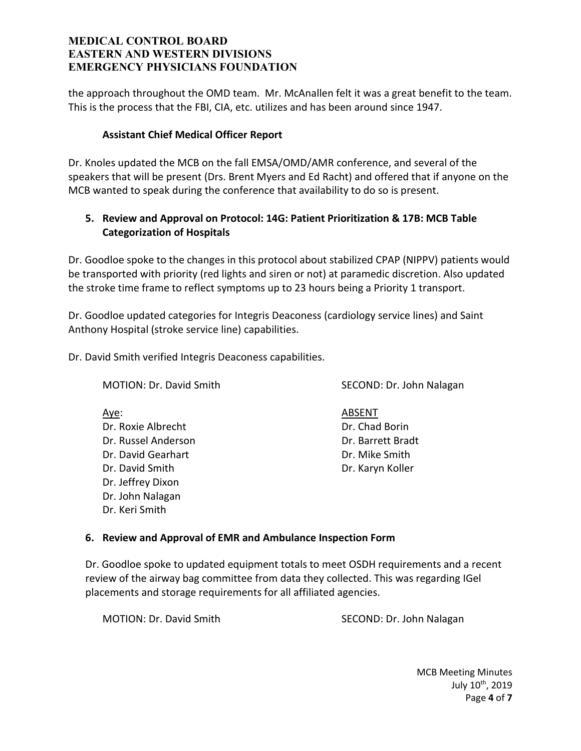the approach throughout the OMD team. Mr. McAnallen felt it was a great benefit to the team. This is the process that the FBI, CIA, etc. utilizes and has been around since 1947.

**Assistant Chief Medical Officer Report**

Dr. Knoles updated the MCB on the fall EMSA/OMD/AMR conference, and several of the speakers that will be present (Drs. Brent Myers and Ed Racht) and offered that if anyone on the MCB wanted to speak during the conference that availability to do so is present.

### 5. Review and Approval on Protocol: 14G: Patient Prioritization & 17B: MCB Table Categorization of Hospitals

Dr. Goodloe spoke to the changes in this protocol about stabilized CPAP (NIPPV) patients would be transported with priority (red lights and siren or not) at paramedic discretion. Also updated the stroke time frame to reflect symptoms up to 23 hours being a Priority 1 transport.

Dr. Goodloe updated categories for Integris Deaconess (cardiology service lines) and Saint Anthony Hospital (stroke service line) capabilities.

Dr. David Smith verified Integris Deaconess capabilities.

MOTION: Dr. David Smith | SECOND: Dr. John Nalagan

Aye:
- Dr. Roxie Albrecht
- Dr. Russel Anderson
- Dr. David Gearhart
- Dr. David Smith
- Dr. Jeffrey Dixon
- Dr. John Nalagan
- Dr. Keri Smith

ABSENT
- Dr. Chad Borin
- Dr. Barrett Bradt
- Dr. Mike Smith
- Dr. Karyn Koller

### 6. Review and Approval of EMR and Ambulance Inspection Form

Dr. Goodloe spoke to updated equipment totals to meet OSDH requirements and a recent review of the airway bag committee from data they collected. This was regarding IGel placements and storage requirements for all affiliated agencies.

MOTION: Dr. David Smith | SECOND: Dr. John Nalagan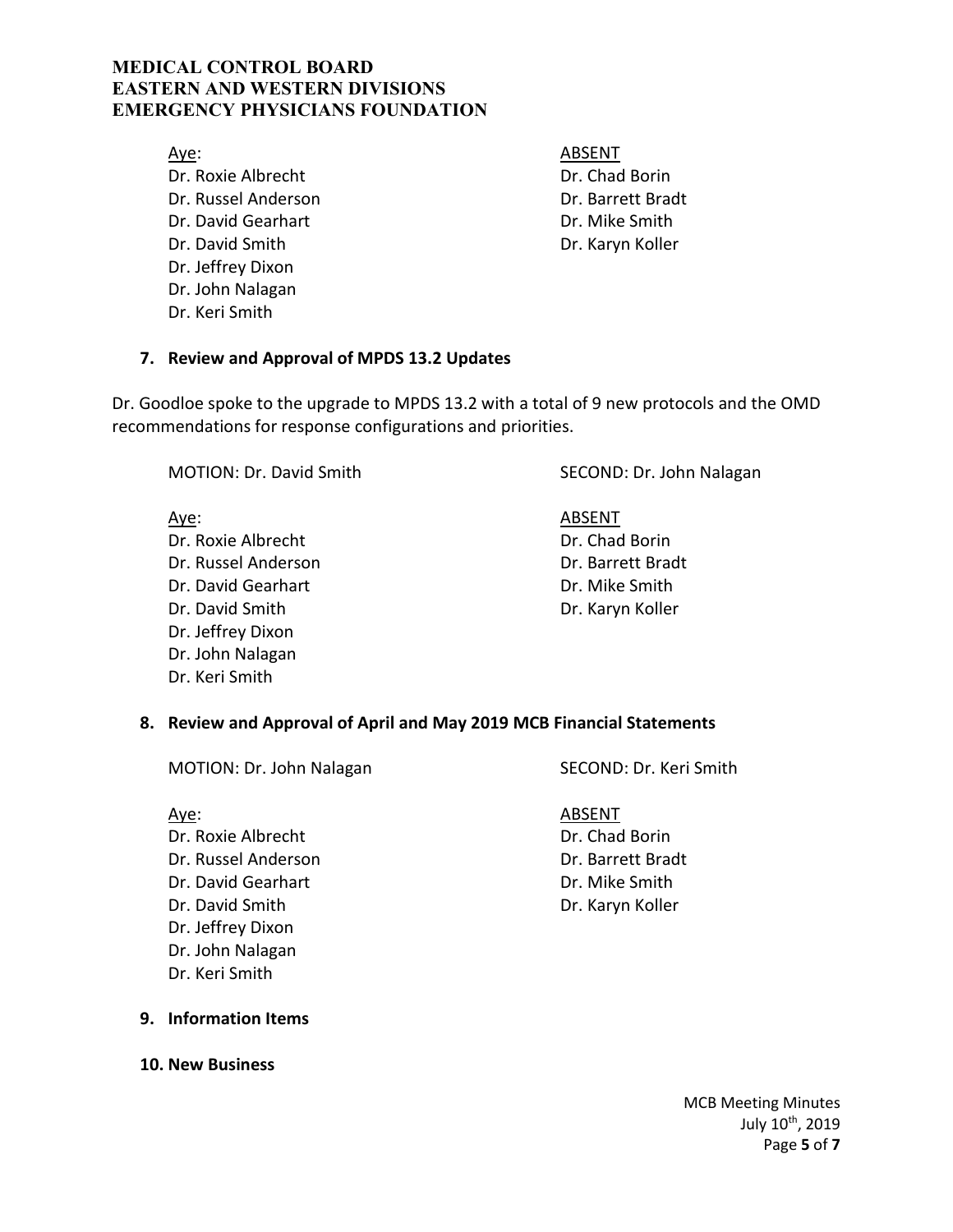Aye:
Dr. Roxie Albrecht
Dr. Russel Anderson
Dr. David Gearhart
Dr. David Smith
Dr. Jeffrey Dixon
Dr. John Nalagan
Dr. Keri Smith

ABSENT
Dr. Chad Borin
Dr. Barrett Bradt
Dr. Mike Smith
Dr. Karyn Koller

### 7. Review and Approval of MPDS 13.2 Updates

Dr. Goodloe spoke to the upgrade to MPDS 13.2 with a total of 9 new protocols and the OMD recommendations for response configurations and priorities.

MOTION: Dr. David Smith

SECOND: Dr. John Nalagan

Aye:
Dr. Roxie Albrecht
Dr. Russel Anderson
Dr. David Gearhart
Dr. David Smith
Dr. Jeffrey Dixon
Dr. John Nalagan
Dr. Keri Smith

ABSENT
Dr. Chad Borin
Dr. Barrett Bradt
Dr. Mike Smith
Dr. Karyn Koller

### 8. Review and Approval of April and May 2019 MCB Financial Statements

MOTION: Dr. John Nalagan

SECOND: Dr. Keri Smith

Aye:
Dr. Roxie Albrecht
Dr. Russel Anderson
Dr. David Gearhart
Dr. David Smith
Dr. Jeffrey Dixon
Dr. John Nalagan
Dr. Keri Smith

ABSENT
Dr. Chad Borin
Dr. Barrett Bradt
Dr. Mike Smith
Dr. Karyn Koller

### 9. Information Items

### 10. New Business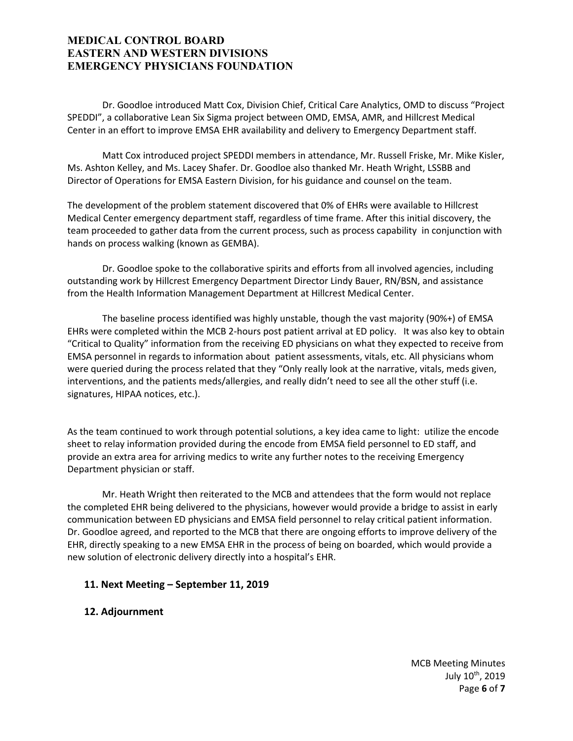Dr. Goodloe introduced Matt Cox, Division Chief, Critical Care Analytics, OMD to discuss "Project SPEDDI", a collaborative Lean Six Sigma project between OMD, EMSA, AMR, and Hillcrest Medical Center in an effort to improve EMSA EHR availability and delivery to Emergency Department staff.

Matt Cox introduced project SPEDDI members in attendance, Mr. Russell Friske, Mr. Mike Kisler, Ms. Ashton Kelley, and Ms. Lacey Shafer. Dr. Goodloe also thanked Mr. Heath Wright, LSSBB and Director of Operations for EMSA Eastern Division, for his guidance and counsel on the team.

The development of the problem statement discovered that 0% of EHRs were available to Hillcrest Medical Center emergency department staff, regardless of time frame. After this initial discovery, the team proceeded to gather data from the current process, such as process capability in conjunction with hands on process walking (known as GEMBA).

Dr. Goodloe spoke to the collaborative spirits and efforts from all involved agencies, including outstanding work by Hillcrest Emergency Department Director Lindy Bauer, RN/BSN, and assistance from the Health Information Management Department at Hillcrest Medical Center.

The baseline process identified was highly unstable, though the vast majority (90%+) of EMSA EHRs were completed within the MCB 2-hours post patient arrival at ED policy. It was also key to obtain "Critical to Quality" information from the receiving ED physicians on what they expected to receive from EMSA personnel in regards to information about patient assessments, vitals, etc. All physicians whom were queried during the process related that they "Only really look at the narrative, vitals, meds given, interventions, and the patients meds/allergies, and really didn't need to see all the other stuff (i.e. signatures, HIPAA notices, etc.).

As the team continued to work through potential solutions, a key idea came to light: utilize the encode sheet to relay information provided during the encode from EMSA field personnel to ED staff, and provide an extra area for arriving medics to write any further notes to the receiving Emergency Department physician or staff.

Mr. Heath Wright then reiterated to the MCB and attendees that the form would not replace the completed EHR being delivered to the physicians, however would provide a bridge to assist in early communication between ED physicians and EMSA field personnel to relay critical patient information. Dr. Goodloe agreed, and reported to the MCB that there are ongoing efforts to improve delivery of the EHR, directly speaking to a new EMSA EHR in the process of being on boarded, which would provide a new solution of electronic delivery directly into a hospital's EHR.

## 11. Next Meeting – September 11, 2019

## 12. Adjournment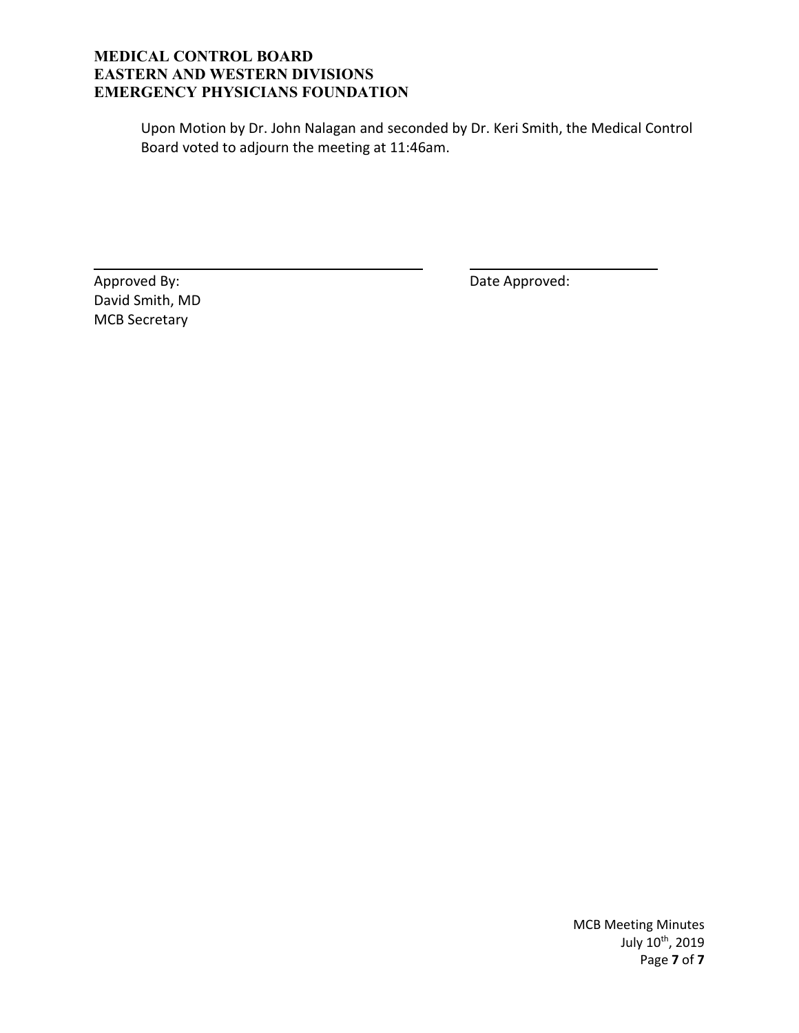Upon Motion by Dr. John Nalagan and seconded by Dr. Keri Smith, the Medical Control Board voted to adjourn the meeting at 11:46am.

Approved By: Date Approved:

David Smith, MD

MCB Secretary